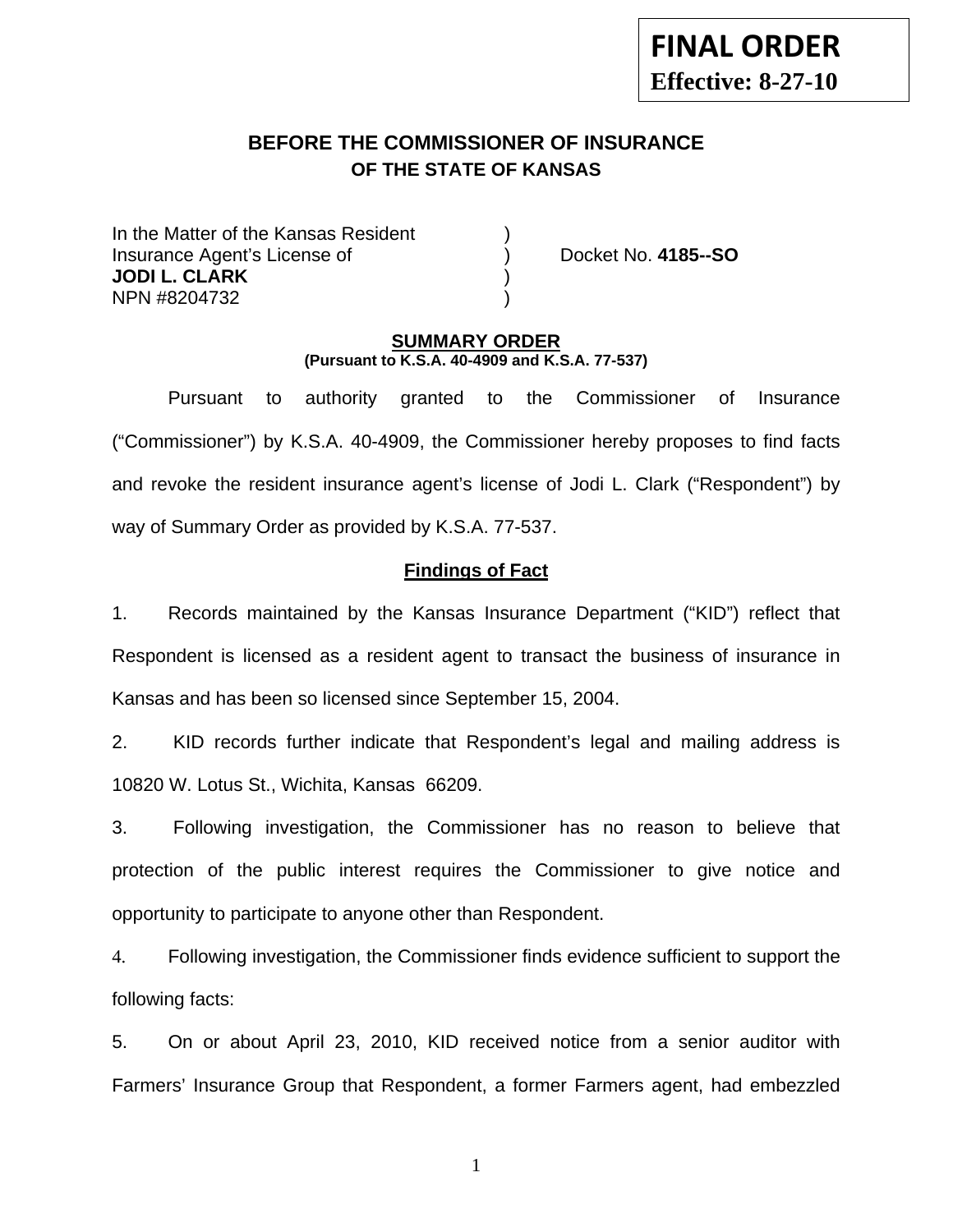**FINAL ORDER**
**Effective: 8-27-10**

## BEFORE THE COMMISSIONER OF INSURANCE
### OF THE STATE OF KANSAS

| | | |
|---|---|---|
| In the Matter of the Kansas Resident | ) | |
| Insurance Agent's License of | ) | Docket No. **4185--SO** |
| **JODI L. CLARK** | ) | |
| NPN #8204732 | ) | |

**SUMMARY ORDER**
**(Pursuant to K.S.A. 40-4909 and K.S.A. 77-537)**

Pursuant to authority granted to the Commissioner of Insurance ("Commissioner") by K.S.A. 40-4909, the Commissioner hereby proposes to find facts and revoke the resident insurance agent's license of Jodi L. Clark ("Respondent") by way of Summary Order as provided by K.S.A. 77-537.

**Findings of Fact**

1. Records maintained by the Kansas Insurance Department ("KID") reflect that Respondent is licensed as a resident agent to transact the business of insurance in Kansas and has been so licensed since September 15, 2004.

2. KID records further indicate that Respondent's legal and mailing address is 10820 W. Lotus St., Wichita, Kansas 66209.

3. Following investigation, the Commissioner has no reason to believe that protection of the public interest requires the Commissioner to give notice and opportunity to participate to anyone other than Respondent.

4. Following investigation, the Commissioner finds evidence sufficient to support the following facts:

5. On or about April 23, 2010, KID received notice from a senior auditor with Farmers' Insurance Group that Respondent, a former Farmers agent, had embezzled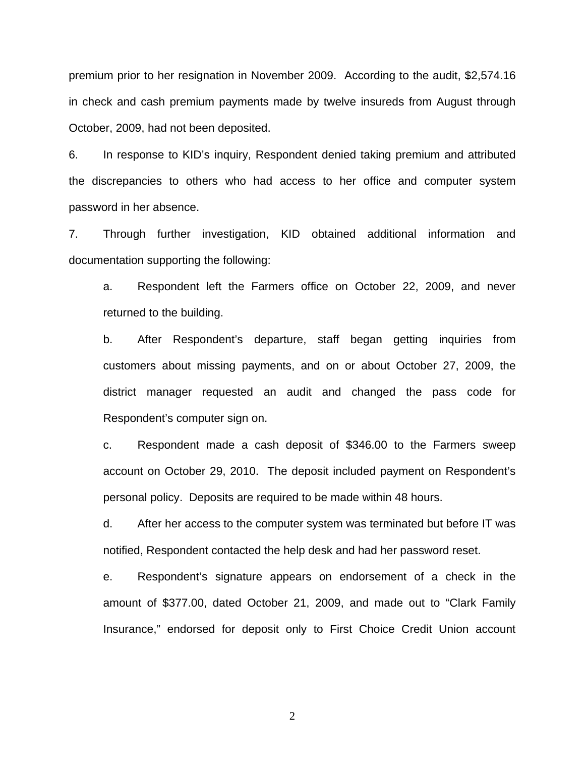premium prior to her resignation in November 2009. According to the audit, $2,574.16 in check and cash premium payments made by twelve insureds from August through October, 2009, had not been deposited.

6. In response to KID's inquiry, Respondent denied taking premium and attributed the discrepancies to others who had access to her office and computer system password in her absence.

7. Through further investigation, KID obtained additional information and documentation supporting the following:

   a. Respondent left the Farmers office on October 22, 2009, and never returned to the building.

   b. After Respondent's departure, staff began getting inquiries from customers about missing payments, and on or about October 27, 2009, the district manager requested an audit and changed the pass code for Respondent's computer sign on.

   c. Respondent made a cash deposit of $346.00 to the Farmers sweep account on October 29, 2010. The deposit included payment on Respondent's personal policy. Deposits are required to be made within 48 hours.

   d. After her access to the computer system was terminated but before IT was notified, Respondent contacted the help desk and had her password reset.

   e. Respondent's signature appears on endorsement of a check in the amount of $377.00, dated October 21, 2009, and made out to "Clark Family Insurance," endorsed for deposit only to First Choice Credit Union account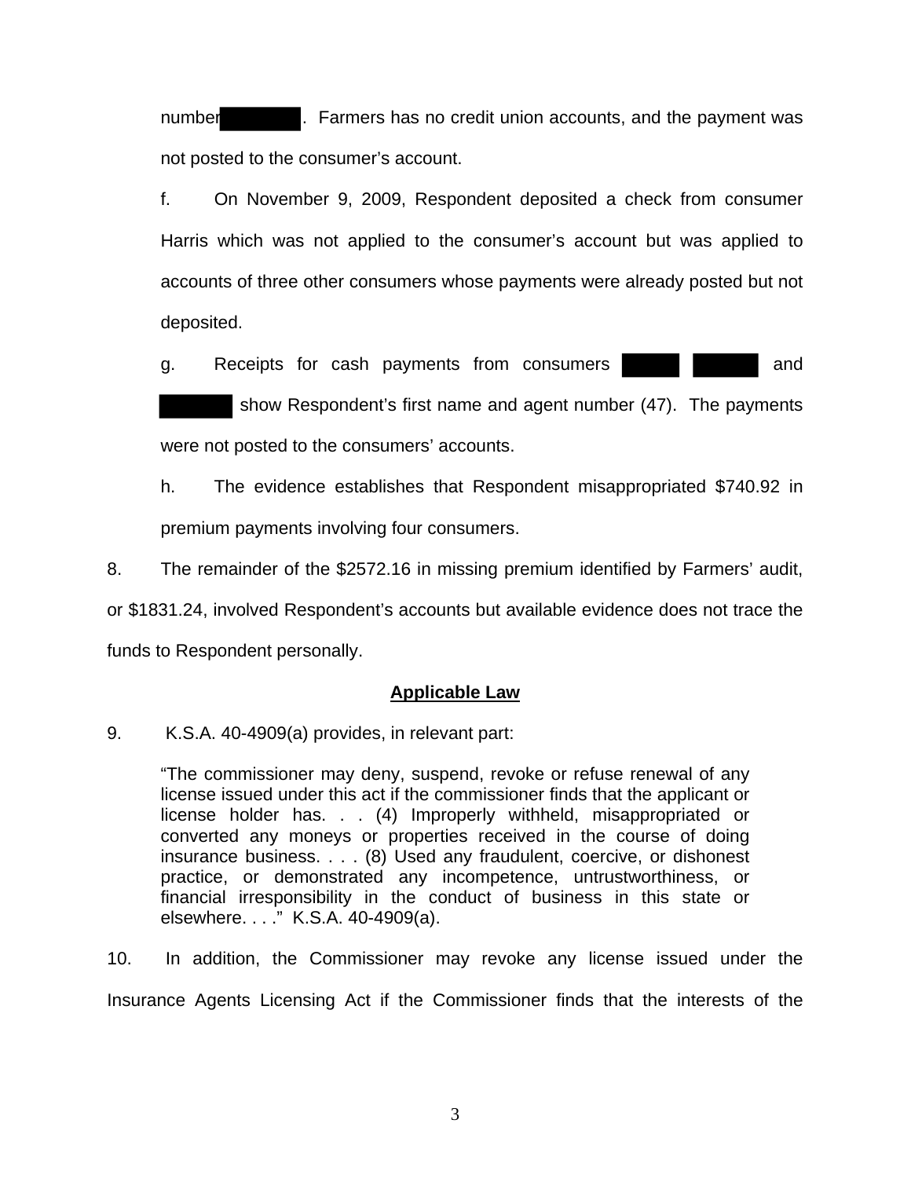number . Farmers has no credit union accounts, and the payment was not posted to the consumer's account.

f. On November 9, 2009, Respondent deposited a check from consumer Harris which was not applied to the consumer's account but was applied to accounts of three other consumers whose payments were already posted but not deposited.

g. Receipts for cash payments from consumers , and show Respondent's first name and agent number (47). The payments were not posted to the consumers' accounts.

h. The evidence establishes that Respondent misappropriated $740.92 in premium payments involving four consumers.

8. The remainder of the $2572.16 in missing premium identified by Farmers' audit, or $1831.24, involved Respondent's accounts but available evidence does not trace the funds to Respondent personally.

## Applicable Law

9. K.S.A. 40-4909(a) provides, in relevant part:

> "The commissioner may deny, suspend, revoke or refuse renewal of any license issued under this act if the commissioner finds that the applicant or license holder has. . . (4) Improperly withheld, misappropriated or converted any moneys or properties received in the course of doing insurance business. . . . (8) Used any fraudulent, coercive, or dishonest practice, or demonstrated any incompetence, untrustworthiness, or financial irresponsibility in the conduct of business in this state or elsewhere. . . ." K.S.A. 40-4909(a).

10. In addition, the Commissioner may revoke any license issued under the Insurance Agents Licensing Act if the Commissioner finds that the interests of the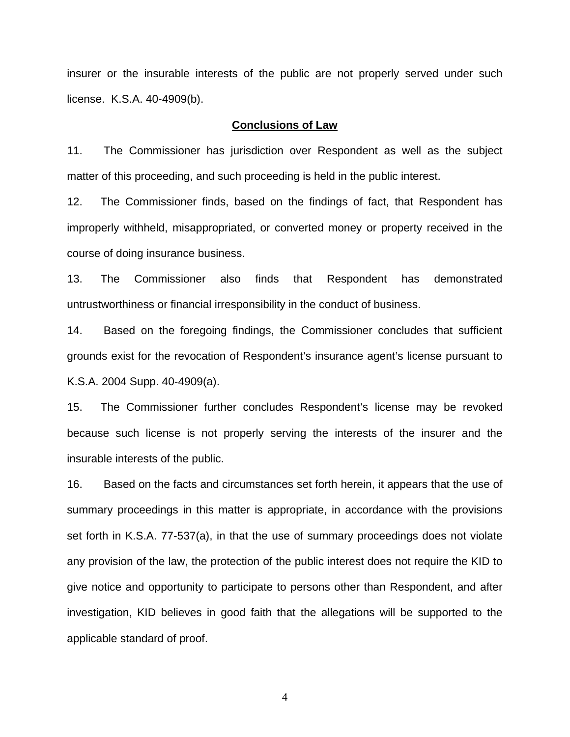insurer or the insurable interests of the public are not properly served under such license. K.S.A. 40-4909(b).

## Conclusions of Law

11. The Commissioner has jurisdiction over Respondent as well as the subject matter of this proceeding, and such proceeding is held in the public interest.

12. The Commissioner finds, based on the findings of fact, that Respondent has improperly withheld, misappropriated, or converted money or property received in the course of doing insurance business.

13. The Commissioner also finds that Respondent has demonstrated untrustworthiness or financial irresponsibility in the conduct of business.

14. Based on the foregoing findings, the Commissioner concludes that sufficient grounds exist for the revocation of Respondent's insurance agent's license pursuant to K.S.A. 2004 Supp. 40-4909(a).

15. The Commissioner further concludes Respondent's license may be revoked because such license is not properly serving the interests of the insurer and the insurable interests of the public.

16. Based on the facts and circumstances set forth herein, it appears that the use of summary proceedings in this matter is appropriate, in accordance with the provisions set forth in K.S.A. 77-537(a), in that the use of summary proceedings does not violate any provision of the law, the protection of the public interest does not require the KID to give notice and opportunity to participate to persons other than Respondent, and after investigation, KID believes in good faith that the allegations will be supported to the applicable standard of proof.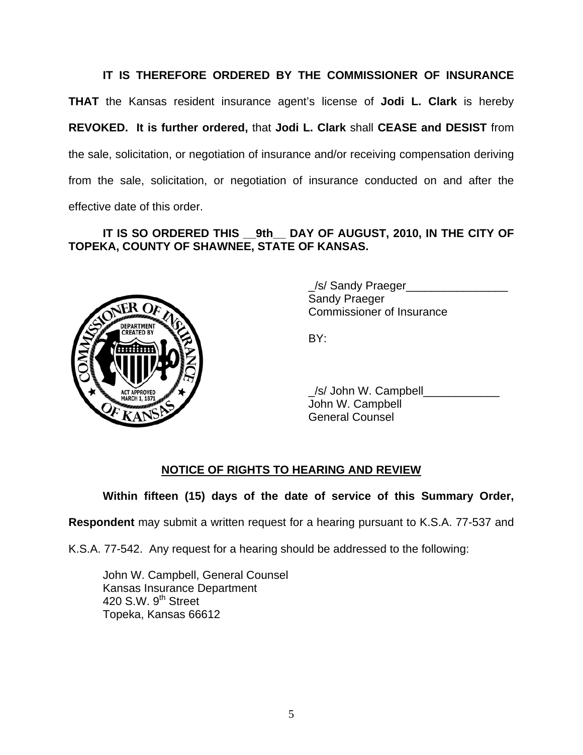**IT IS THEREFORE ORDERED BY THE COMMISSIONER OF INSURANCE THAT** the Kansas resident insurance agent's license of **Jodi L. Clark** is hereby **REVOKED. It is further ordered,** that **Jodi L. Clark** shall **CEASE and DESIST** from the sale, solicitation, or negotiation of insurance and/or receiving compensation deriving from the sale, solicitation, or negotiation of insurance conducted on and after the effective date of this order.

**IT IS SO ORDERED THIS __9th__ DAY OF AUGUST, 2010, IN THE CITY OF TOPEKA, COUNTY OF SHAWNEE, STATE OF KANSAS.**

_/s/ Sandy Praeger________________
Sandy Praeger
Commissioner of Insurance

BY:

_/s/ John W. Campbell____________
John W. Campbell
General Counsel

## NOTICE OF RIGHTS TO HEARING AND REVIEW

**Within fifteen (15) days of the date of service of this Summary Order, Respondent** may submit a written request for a hearing pursuant to K.S.A. 77-537 and K.S.A. 77-542. Any request for a hearing should be addressed to the following:

John W. Campbell, General Counsel
Kansas Insurance Department
420 S.W. 9th Street
Topeka, Kansas 66612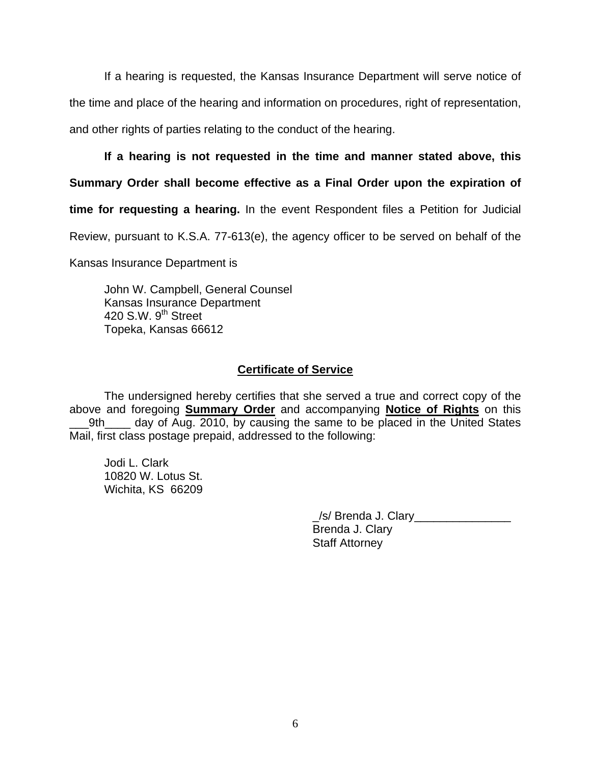If a hearing is requested, the Kansas Insurance Department will serve notice of the time and place of the hearing and information on procedures, right of representation, and other rights of parties relating to the conduct of the hearing.

**If a hearing is not requested in the time and manner stated above, this Summary Order shall become effective as a Final Order upon the expiration of time for requesting a hearing.** In the event Respondent files a Petition for Judicial Review, pursuant to K.S.A. 77-613(e), the agency officer to be served on behalf of the Kansas Insurance Department is

John W. Campbell, General Counsel
Kansas Insurance Department
420 S.W. 9th Street
Topeka, Kansas 66612

## Certificate of Service

The undersigned hereby certifies that she served a true and correct copy of the above and foregoing **Summary Order** and accompanying **Notice of Rights** on this ___9th____ day of Aug. 2010, by causing the same to be placed in the United States Mail, first class postage prepaid, addressed to the following:

Jodi L. Clark
10820 W. Lotus St.
Wichita, KS 66209

_/s/ Brenda J. Clary_______________
Brenda J. Clary
Staff Attorney